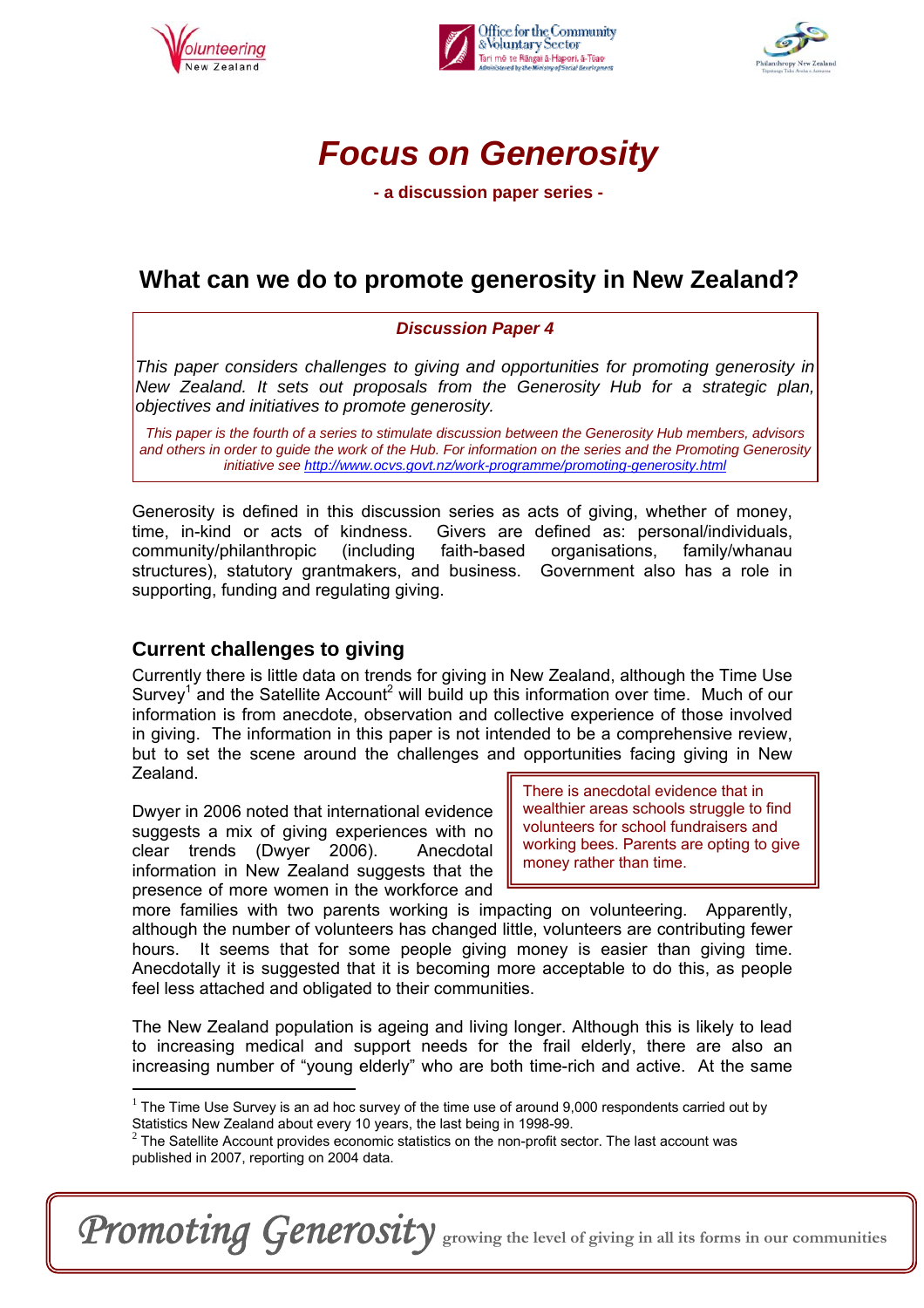# Focus on Generosity

**- a discussion paper series -**

## What can we do to promote generosity in New Zealand?

***Discussion Paper 4***

*This paper considers challenges to giving and opportunities for promoting generosity in New Zealand. It sets out proposals from the Generosity Hub for a strategic plan, objectives and initiatives to promote generosity.*

*This paper is the fourth of a series to stimulate discussion between the Generosity Hub members, advisors and others in order to guide the work of the Hub. For information on the series and the Promoting Generosity initiative see http://www.ocvs.govt.nz/work-programme/promoting-generosity.html*

Generosity is defined in this discussion series as acts of giving, whether of money, time, in-kind or acts of kindness. Givers are defined as: personal/individuals, community/philanthropic (including faith-based organisations, family/whanau structures), statutory grantmakers, and business. Government also has a role in supporting, funding and regulating giving.

### Current challenges to giving

Currently there is little data on trends for giving in New Zealand, although the Time Use Survey[1] and the Satellite Account[2] will build up this information over time. Much of our information is from anecdote, observation and collective experience of those involved in giving. The information in this paper is not intended to be a comprehensive review, but to set the scene around the challenges and opportunities facing giving in New Zealand.

> There is anecdotal evidence that in wealthier areas schools struggle to find volunteers for school fundraisers and working bees. Parents are opting to give money rather than time.

Dwyer in 2006 noted that international evidence suggests a mix of giving experiences with no clear trends (Dwyer 2006). Anecdotal information in New Zealand suggests that the presence of more women in the workforce and more families with two parents working is impacting on volunteering. Apparently, although the number of volunteers has changed little, volunteers are contributing fewer hours. It seems that for some people giving money is easier than giving time. Anecdotally it is suggested that it is becoming more acceptable to do this, as people feel less attached and obligated to their communities.

The New Zealand population is ageing and living longer. Although this is likely to lead to increasing medical and support needs for the frail elderly, there are also an increasing number of "young elderly" who are both time-rich and active. At the same

---

[1] The Time Use Survey is an ad hoc survey of the time use of around 9,000 respondents carried out by Statistics New Zealand about every 10 years, the last being in 1998-99.

[2] The Satellite Account provides economic statistics on the non-profit sector. The last account was published in 2007, reporting on 2004 data.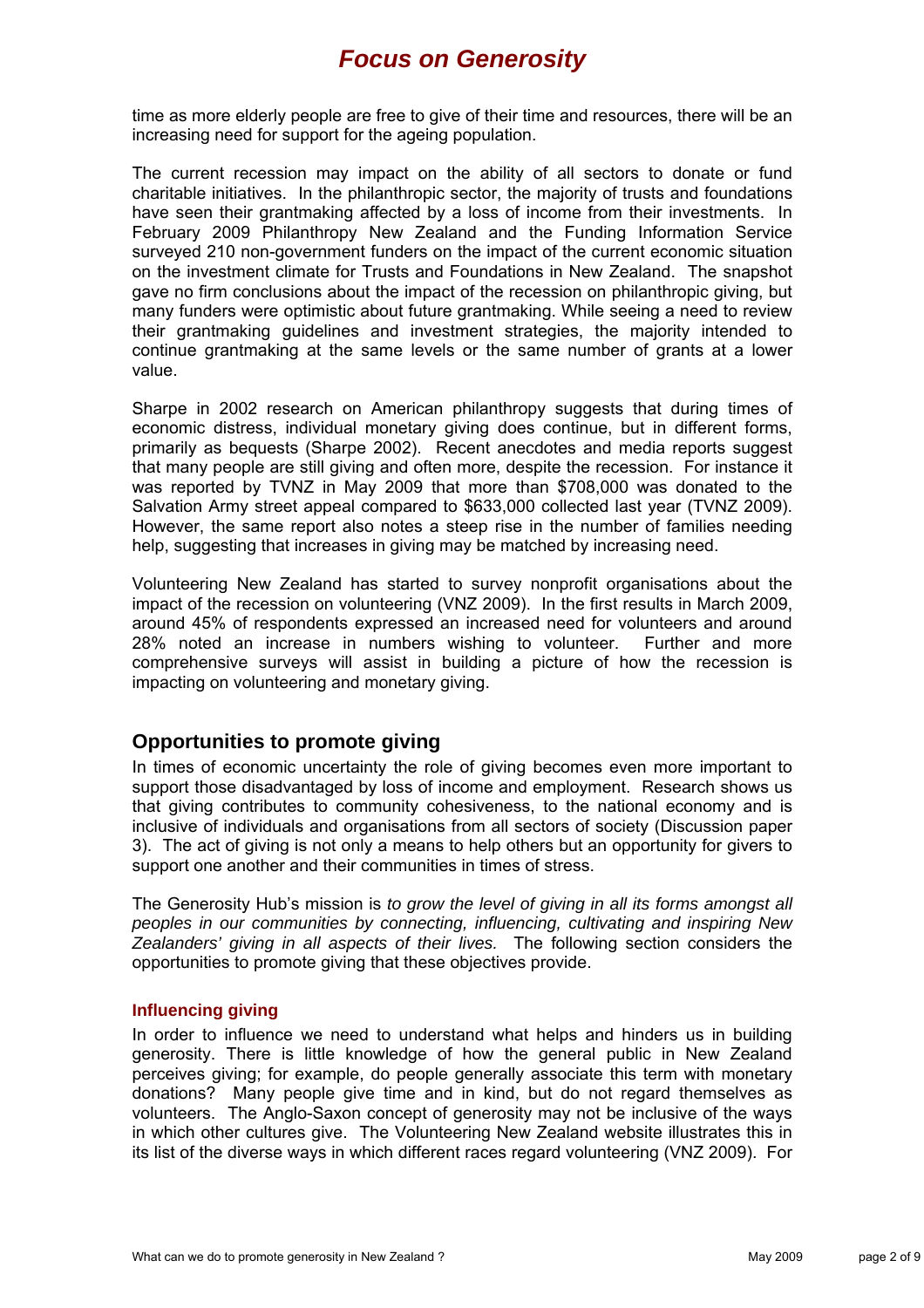time as more elderly people are free to give of their time and resources, there will be an increasing need for support for the ageing population.

The current recession may impact on the ability of all sectors to donate or fund charitable initiatives. In the philanthropic sector, the majority of trusts and foundations have seen their grantmaking affected by a loss of income from their investments. In February 2009 Philanthropy New Zealand and the Funding Information Service surveyed 210 non-government funders on the impact of the current economic situation on the investment climate for Trusts and Foundations in New Zealand. The snapshot gave no firm conclusions about the impact of the recession on philanthropic giving, but many funders were optimistic about future grantmaking. While seeing a need to review their grantmaking guidelines and investment strategies, the majority intended to continue grantmaking at the same levels or the same number of grants at a lower value.

Sharpe in 2002 research on American philanthropy suggests that during times of economic distress, individual monetary giving does continue, but in different forms, primarily as bequests (Sharpe 2002). Recent anecdotes and media reports suggest that many people are still giving and often more, despite the recession. For instance it was reported by TVNZ in May 2009 that more than $708,000 was donated to the Salvation Army street appeal compared to $633,000 collected last year (TVNZ 2009). However, the same report also notes a steep rise in the number of families needing help, suggesting that increases in giving may be matched by increasing need.

Volunteering New Zealand has started to survey nonprofit organisations about the impact of the recession on volunteering (VNZ 2009). In the first results in March 2009, around 45% of respondents expressed an increased need for volunteers and around 28% noted an increase in numbers wishing to volunteer. Further and more comprehensive surveys will assist in building a picture of how the recession is impacting on volunteering and monetary giving.

## Opportunities to promote giving

In times of economic uncertainty the role of giving becomes even more important to support those disadvantaged by loss of income and employment. Research shows us that giving contributes to community cohesiveness, to the national economy and is inclusive of individuals and organisations from all sectors of society (Discussion paper 3). The act of giving is not only a means to help others but an opportunity for givers to support one another and their communities in times of stress.

The Generosity Hub's mission is *to grow the level of giving in all its forms amongst all peoples in our communities by connecting, influencing, cultivating and inspiring New Zealanders' giving in all aspects of their lives.* The following section considers the opportunities to promote giving that these objectives provide.

### Influencing giving

In order to influence we need to understand what helps and hinders us in building generosity. There is little knowledge of how the general public in New Zealand perceives giving; for example, do people generally associate this term with monetary donations? Many people give time and in kind, but do not regard themselves as volunteers. The Anglo-Saxon concept of generosity may not be inclusive of the ways in which other cultures give. The Volunteering New Zealand website illustrates this in its list of the diverse ways in which different races regard volunteering (VNZ 2009). For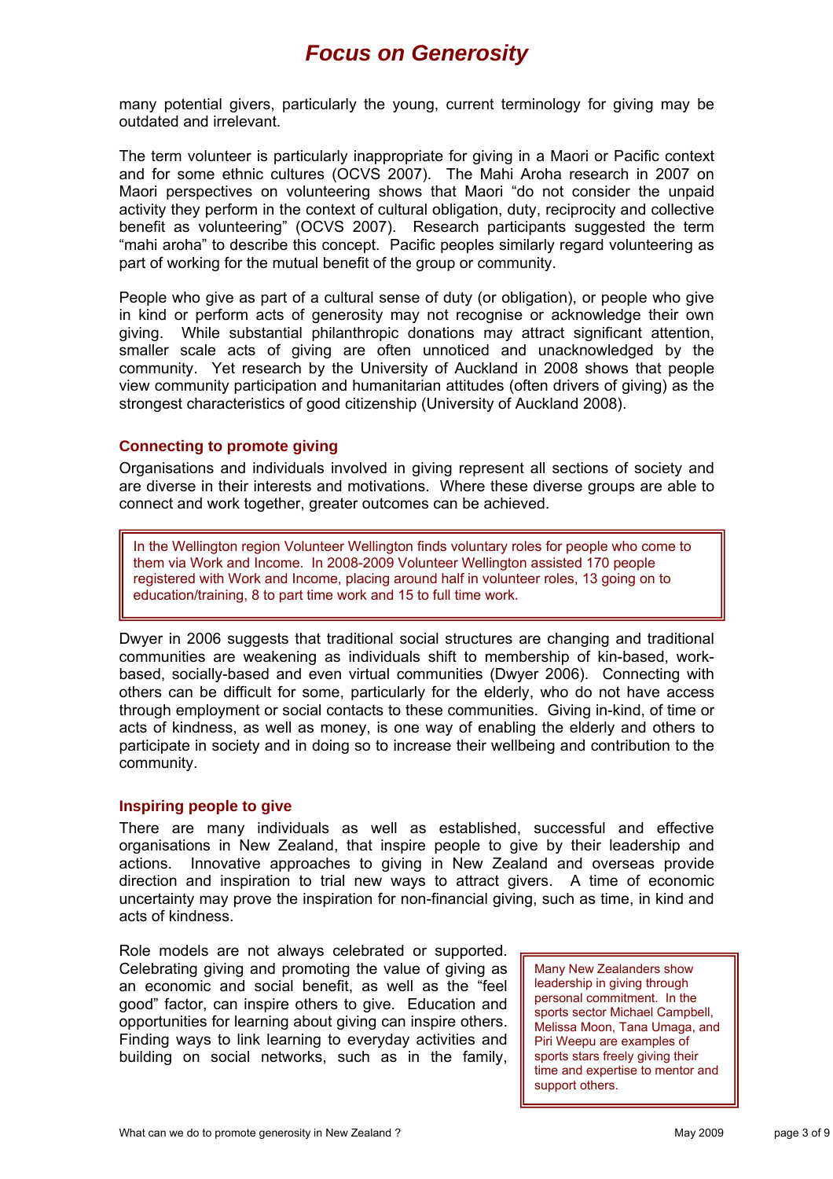many potential givers, particularly the young, current terminology for giving may be outdated and irrelevant.

The term volunteer is particularly inappropriate for giving in a Maori or Pacific context and for some ethnic cultures (OCVS 2007). The Mahi Aroha research in 2007 on Maori perspectives on volunteering shows that Maori "do not consider the unpaid activity they perform in the context of cultural obligation, duty, reciprocity and collective benefit as volunteering" (OCVS 2007). Research participants suggested the term "mahi aroha" to describe this concept. Pacific peoples similarly regard volunteering as part of working for the mutual benefit of the group or community.

People who give as part of a cultural sense of duty (or obligation), or people who give in kind or perform acts of generosity may not recognise or acknowledge their own giving. While substantial philanthropic donations may attract significant attention, smaller scale acts of giving are often unnoticed and unacknowledged by the community. Yet research by the University of Auckland in 2008 shows that people view community participation and humanitarian attitudes (often drivers of giving) as the strongest characteristics of good citizenship (University of Auckland 2008).

### Connecting to promote giving

Organisations and individuals involved in giving represent all sections of society and are diverse in their interests and motivations. Where these diverse groups are able to connect and work together, greater outcomes can be achieved.

> In the Wellington region Volunteer Wellington finds voluntary roles for people who come to them via Work and Income. In 2008-2009 Volunteer Wellington assisted 170 people registered with Work and Income, placing around half in volunteer roles, 13 going on to education/training, 8 to part time work and 15 to full time work.

Dwyer in 2006 suggests that traditional social structures are changing and traditional communities are weakening as individuals shift to membership of kin-based, work-based, socially-based and even virtual communities (Dwyer 2006). Connecting with others can be difficult for some, particularly for the elderly, who do not have access through employment or social contacts to these communities. Giving in-kind, of time or acts of kindness, as well as money, is one way of enabling the elderly and others to participate in society and in doing so to increase their wellbeing and contribution to the community.

### Inspiring people to give

There are many individuals as well as established, successful and effective organisations in New Zealand, that inspire people to give by their leadership and actions. Innovative approaches to giving in New Zealand and overseas provide direction and inspiration to trial new ways to attract givers. A time of economic uncertainty may prove the inspiration for non-financial giving, such as time, in kind and acts of kindness.

Role models are not always celebrated or supported. Celebrating giving and promoting the value of giving as an economic and social benefit, as well as the "feel good" factor, can inspire others to give. Education and opportunities for learning about giving can inspire others. Finding ways to link learning to everyday activities and building on social networks, such as in the family,

> Many New Zealanders show leadership in giving through personal commitment. In the sports sector Michael Campbell, Melissa Moon, Tana Umaga, and Piri Weepu are examples of sports stars freely giving their time and expertise to mentor and support others.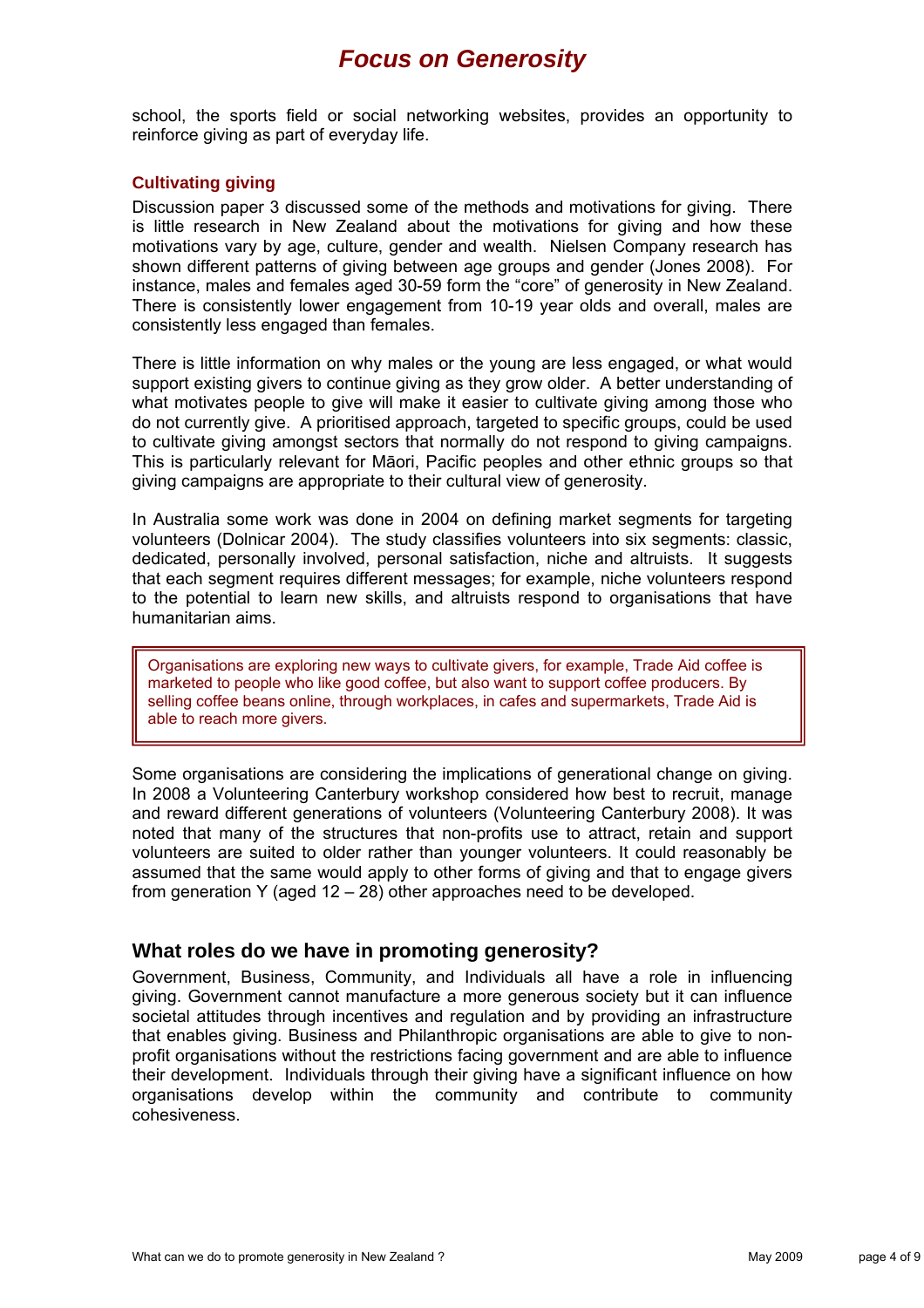school, the sports field or social networking websites, provides an opportunity to reinforce giving as part of everyday life.

### Cultivating giving

Discussion paper 3 discussed some of the methods and motivations for giving. There is little research in New Zealand about the motivations for giving and how these motivations vary by age, culture, gender and wealth. Nielsen Company research has shown different patterns of giving between age groups and gender (Jones 2008). For instance, males and females aged 30-59 form the "core" of generosity in New Zealand. There is consistently lower engagement from 10-19 year olds and overall, males are consistently less engaged than females.

There is little information on why males or the young are less engaged, or what would support existing givers to continue giving as they grow older. A better understanding of what motivates people to give will make it easier to cultivate giving among those who do not currently give. A prioritised approach, targeted to specific groups, could be used to cultivate giving amongst sectors that normally do not respond to giving campaigns. This is particularly relevant for Māori, Pacific peoples and other ethnic groups so that giving campaigns are appropriate to their cultural view of generosity.

In Australia some work was done in 2004 on defining market segments for targeting volunteers (Dolnicar 2004). The study classifies volunteers into six segments: classic, dedicated, personally involved, personal satisfaction, niche and altruists. It suggests that each segment requires different messages; for example, niche volunteers respond to the potential to learn new skills, and altruists respond to organisations that have humanitarian aims.

> Organisations are exploring new ways to cultivate givers, for example, Trade Aid coffee is marketed to people who like good coffee, but also want to support coffee producers. By selling coffee beans online, through workplaces, in cafes and supermarkets, Trade Aid is able to reach more givers.

Some organisations are considering the implications of generational change on giving. In 2008 a Volunteering Canterbury workshop considered how best to recruit, manage and reward different generations of volunteers (Volunteering Canterbury 2008). It was noted that many of the structures that non-profits use to attract, retain and support volunteers are suited to older rather than younger volunteers. It could reasonably be assumed that the same would apply to other forms of giving and that to engage givers from generation Y (aged 12 – 28) other approaches need to be developed.

## What roles do we have in promoting generosity?

Government, Business, Community, and Individuals all have a role in influencing giving. Government cannot manufacture a more generous society but it can influence societal attitudes through incentives and regulation and by providing an infrastructure that enables giving. Business and Philanthropic organisations are able to give to non-profit organisations without the restrictions facing government and are able to influence their development. Individuals through their giving have a significant influence on how organisations develop within the community and contribute to community cohesiveness.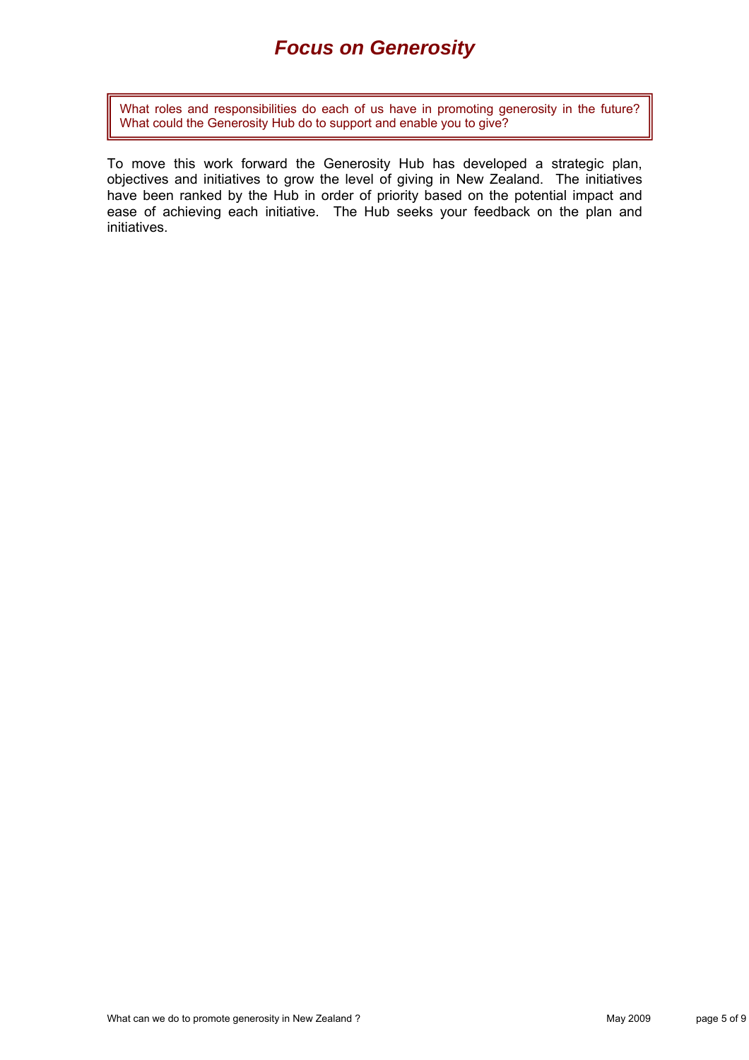# *Focus on Generosity*

> What roles and responsibilities do each of us have in promoting generosity in the future? What could the Generosity Hub do to support and enable you to give?

To move this work forward the Generosity Hub has developed a strategic plan, objectives and initiatives to grow the level of giving in New Zealand. The initiatives have been ranked by the Hub in order of priority based on the potential impact and ease of achieving each initiative. The Hub seeks your feedback on the plan and initiatives.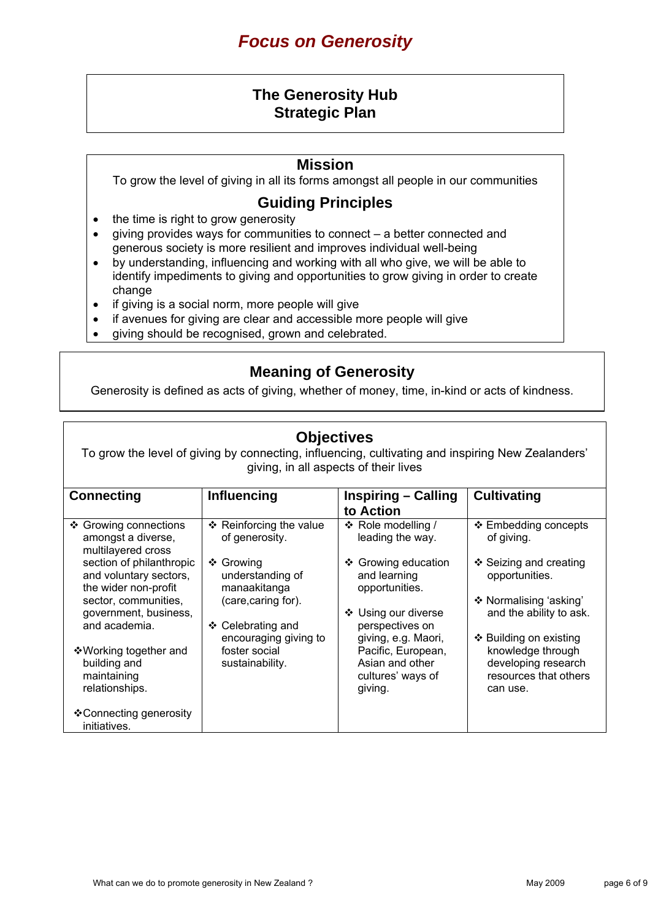# *Focus on Generosity*

## The Generosity Hub
## Strategic Plan

### Mission

To grow the level of giving in all its forms amongst all people in our communities

### Guiding Principles

- the time is right to grow generosity
- giving provides ways for communities to connect – a better connected and generous society is more resilient and improves individual well-being
- by understanding, influencing and working with all who give, we will be able to identify impediments to giving and opportunities to grow giving in order to create change
- if giving is a social norm, more people will give
- if avenues for giving are clear and accessible more people will give
- giving should be recognised, grown and celebrated.

### Meaning of Generosity

Generosity is defined as acts of giving, whether of money, time, in-kind or acts of kindness.

### Objectives

To grow the level of giving by connecting, influencing, cultivating and inspiring New Zealanders' giving, in all aspects of their lives

| Connecting | Influencing | Inspiring – Calling to Action | Cultivating |
|---|---|---|---|
| ❖ Growing connections amongst a diverse, multilayered cross section of philanthropic and voluntary sectors, the wider non-profit sector, communities, government, business, and academia.<br><br>❖ Working together and building and maintaining relationships.<br><br>❖ Connecting generosity initiatives. | ❖ Reinforcing the value of generosity.<br><br>❖ Growing understanding of manaakitanga (care,caring for).<br><br>❖ Celebrating and encouraging giving to foster social sustainability. | ❖ Role modelling / leading the way.<br><br>❖ Growing education and learning opportunities.<br><br>❖ Using our diverse perspectives on giving, e.g. Maori, Pacific, European, Asian and other cultures' ways of giving. | ❖ Embedding concepts of giving.<br><br>❖ Seizing and creating opportunities.<br><br>❖ Normalising 'asking' and the ability to ask.<br><br>❖ Building on existing knowledge through developing research resources that others can use. |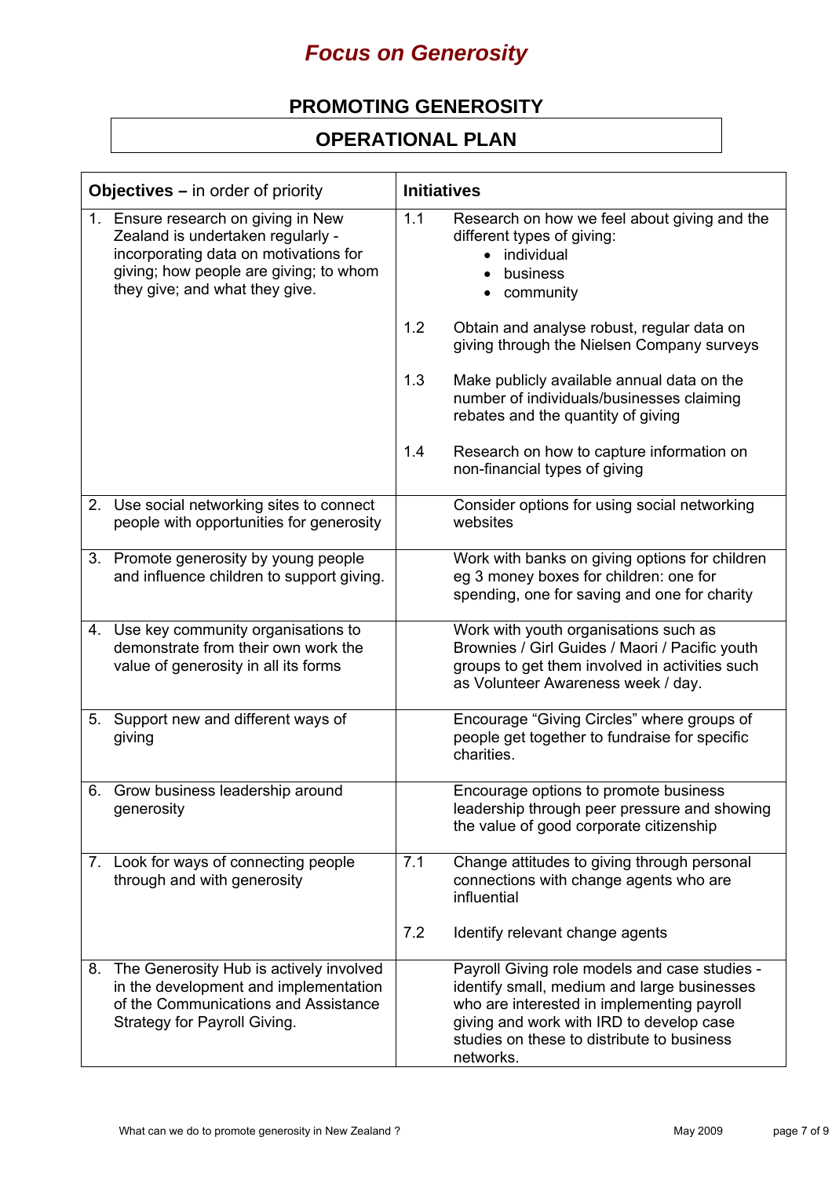# *Focus on Generosity*

## PROMOTING GENEROSITY

## OPERATIONAL PLAN

| **Objectives –** in order of priority | **Initiatives** |
|---|---|
| 1. Ensure research on giving in New Zealand is undertaken regularly - incorporating data on motivations for giving; how people are giving; to whom they give; and what they give. | 1.1 Research on how we feel about giving and the different types of giving:<br>• individual<br>• business<br>• community<br><br>1.2 Obtain and analyse robust, regular data on giving through the Nielsen Company surveys<br><br>1.3 Make publicly available annual data on the number of individuals/businesses claiming rebates and the quantity of giving<br><br>1.4 Research on how to capture information on non-financial types of giving |
| 2. Use social networking sites to connect people with opportunities for generosity | Consider options for using social networking websites |
| 3. Promote generosity by young people and influence children to support giving. | Work with banks on giving options for children eg 3 money boxes for children: one for spending, one for saving and one for charity |
| 4. Use key community organisations to demonstrate from their own work the value of generosity in all its forms | Work with youth organisations such as Brownies / Girl Guides / Maori / Pacific youth groups to get them involved in activities such as Volunteer Awareness week / day. |
| 5. Support new and different ways of giving | Encourage "Giving Circles" where groups of people get together to fundraise for specific charities. |
| 6. Grow business leadership around generosity | Encourage options to promote business leadership through peer pressure and showing the value of good corporate citizenship |
| 7. Look for ways of connecting people through and with generosity | 7.1 Change attitudes to giving through personal connections with change agents who are influential<br><br>7.2 Identify relevant change agents |
| 8. The Generosity Hub is actively involved in the development and implementation of the Communications and Assistance Strategy for Payroll Giving. | Payroll Giving role models and case studies - identify small, medium and large businesses who are interested in implementing payroll giving and work with IRD to develop case studies on these to distribute to business networks. |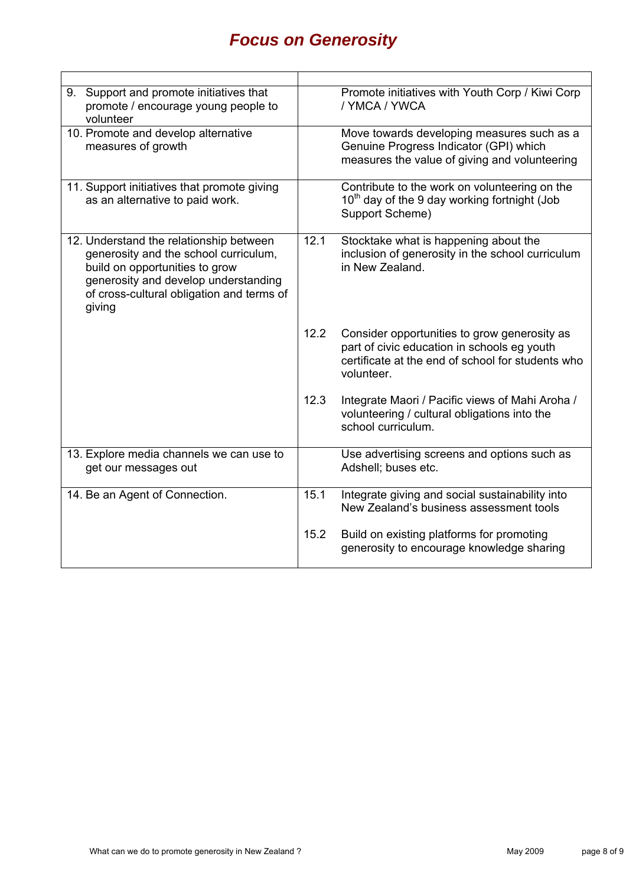# Focus on Generosity

| | | |
|---|---|---|
| 9. Support and promote initiatives that promote / encourage young people to volunteer | | Promote initiatives with Youth Corp / Kiwi Corp / YMCA / YWCA |
| 10. Promote and develop alternative measures of growth | | Move towards developing measures such as a Genuine Progress Indicator (GPI) which measures the value of giving and volunteering |
| 11. Support initiatives that promote giving as an alternative to paid work. | | Contribute to the work on volunteering on the 10th day of the 9 day working fortnight (Job Support Scheme) |
| 12. Understand the relationship between generosity and the school curriculum, build on opportunities to grow generosity and develop understanding of cross-cultural obligation and terms of giving | 12.1 | Stocktake what is happening about the inclusion of generosity in the school curriculum in New Zealand. |
| | 12.2 | Consider opportunities to grow generosity as part of civic education in schools eg youth certificate at the end of school for students who volunteer. |
| | 12.3 | Integrate Maori / Pacific views of Mahi Aroha / volunteering / cultural obligations into the school curriculum. |
| 13. Explore media channels we can use to get our messages out | | Use advertising screens and options such as Adshell; buses etc. |
| 14. Be an Agent of Connection. | 15.1 | Integrate giving and social sustainability into New Zealand's business assessment tools |
| | 15.2 | Build on existing platforms for promoting generosity to encourage knowledge sharing |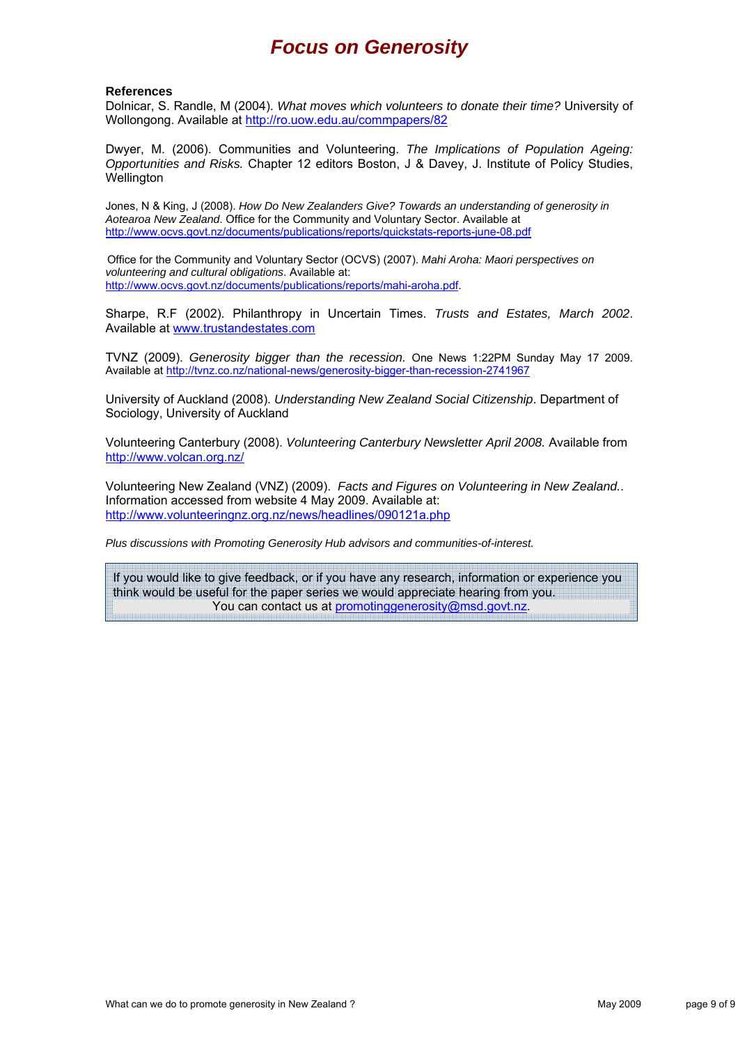**References**

Dolnicar, S. Randle, M (2004). *What moves which volunteers to donate their time?* University of Wollongong. Available at http://ro.uow.edu.au/commpapers/82

Dwyer, M. (2006). Communities and Volunteering. *The Implications of Population Ageing: Opportunities and Risks.* Chapter 12 editors Boston, J & Davey, J. Institute of Policy Studies, Wellington

Jones, N & King, J (2008). *How Do New Zealanders Give? Towards an understanding of generosity in Aotearoa New Zealand*. Office for the Community and Voluntary Sector. Available at http://www.ocvs.govt.nz/documents/publications/reports/quickstats-reports-june-08.pdf

Office for the Community and Voluntary Sector (OCVS) (2007). *Mahi Aroha: Maori perspectives on volunteering and cultural obligations*. Available at: http://www.ocvs.govt.nz/documents/publications/reports/mahi-aroha.pdf.

Sharpe, R.F (2002). Philanthropy in Uncertain Times. *Trusts and Estates, March 2002*. Available at www.trustandestates.com

TVNZ (2009). *Generosity bigger than the recession.* One News 1:22PM Sunday May 17 2009. Available at http://tvnz.co.nz/national-news/generosity-bigger-than-recession-2741967

University of Auckland (2008). *Understanding New Zealand Social Citizenship*. Department of Sociology, University of Auckland

Volunteering Canterbury (2008). *Volunteering Canterbury Newsletter April 2008.* Available from http://www.volcan.org.nz/

Volunteering New Zealand (VNZ) (2009). *Facts and Figures on Volunteering in New Zealand.*. Information accessed from website 4 May 2009. Available at: http://www.volunteeringnz.org.nz/news/headlines/090121a.php

*Plus discussions with Promoting Generosity Hub advisors and communities-of-interest.*

If you would like to give feedback, or if you have any research, information or experience you think would be useful for the paper series we would appreciate hearing from you.
You can contact us at promotinggenerosity@msd.govt.nz.